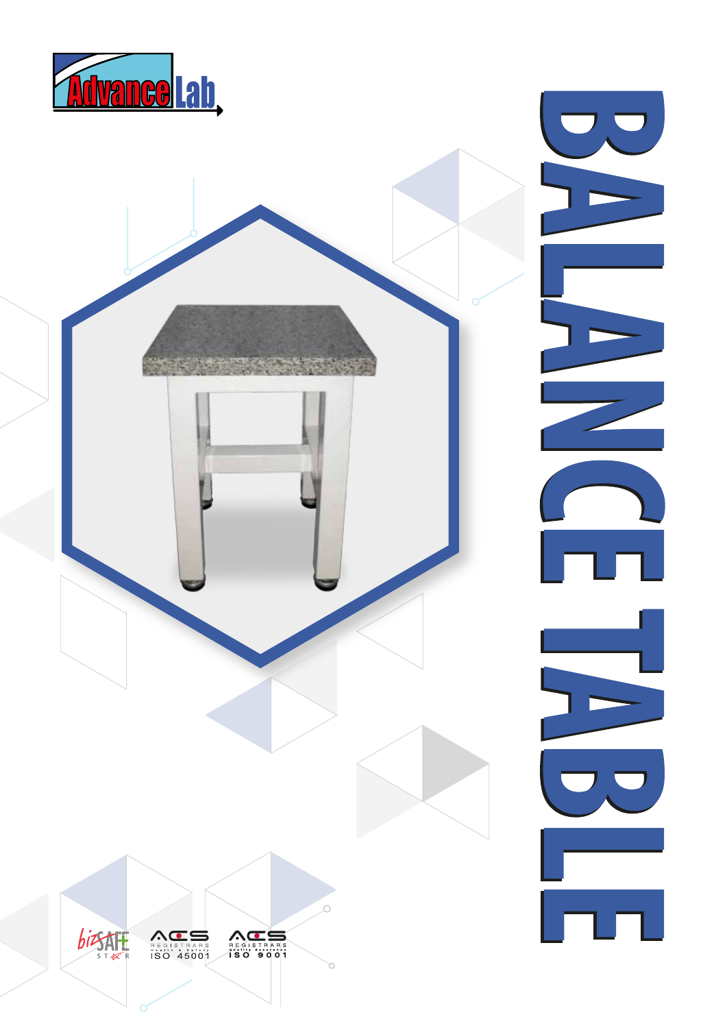# BALANCE TABLE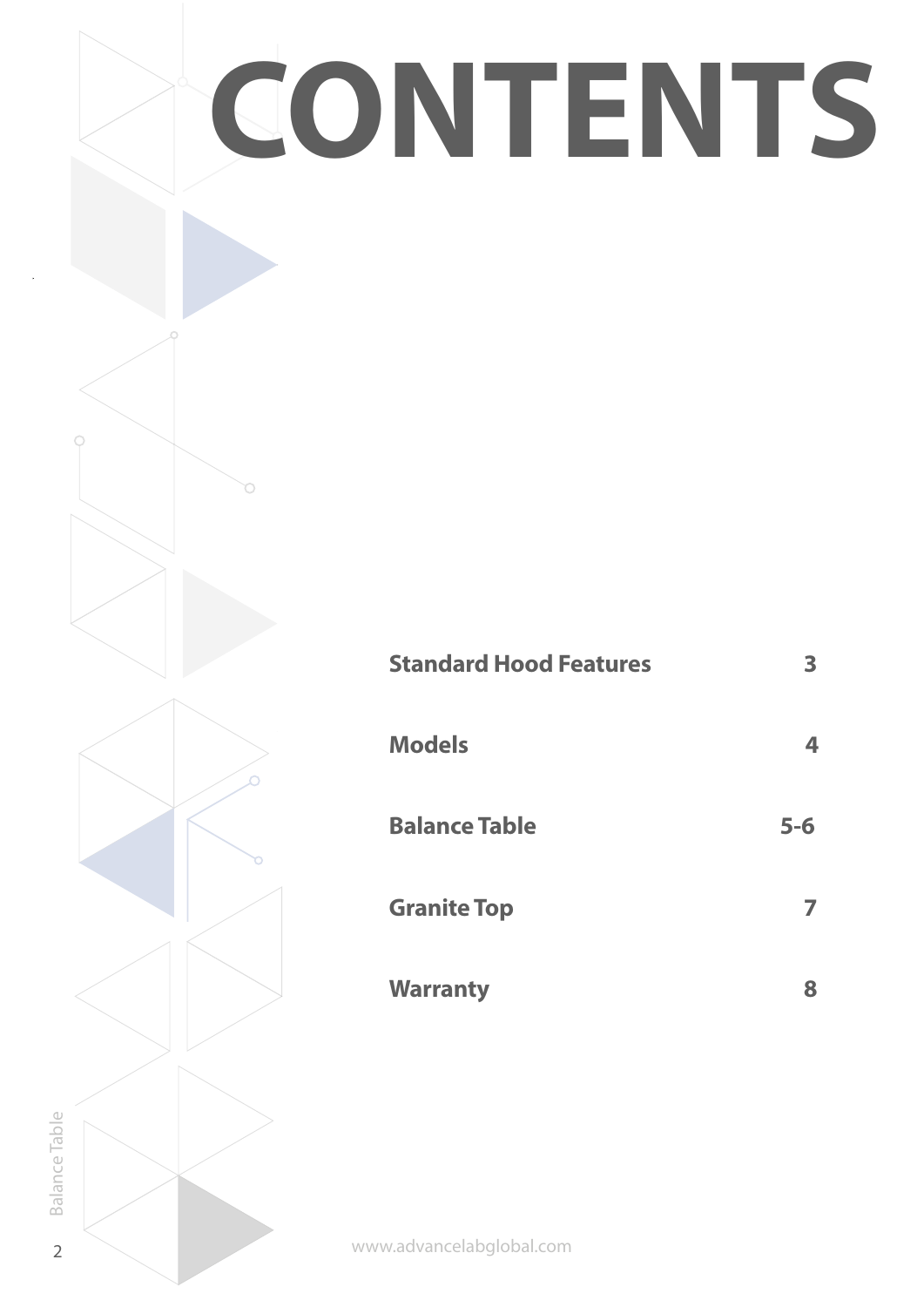# CONTENTS

| | |
|---|---|
| **Standard Hood Features** | **3** |
| **Models** | **4** |
| **Balance Table** | **5-6** |
| **Granite Top** | **7** |
| **Warranty** | **8** |

www.advancelabglobal.com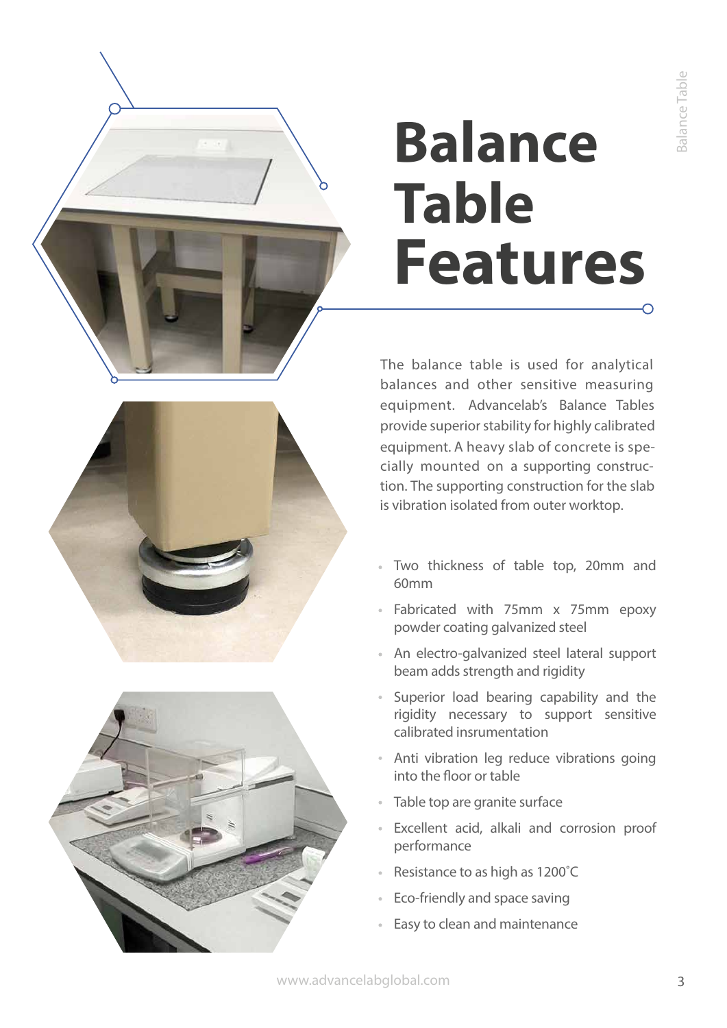# Balance Table Features

The balance table is used for analytical balances and other sensitive measuring equipment. Advancelab's Balance Tables provide superior stability for highly calibrated equipment. A heavy slab of concrete is specially mounted on a supporting construction. The supporting construction for the slab is vibration isolated from outer worktop.

- Two thickness of table top, 20mm and 60mm
- Fabricated with 75mm x 75mm epoxy powder coating galvanized steel
- An electro-galvanized steel lateral support beam adds strength and rigidity
- Superior load bearing capability and the rigidity necessary to support sensitive calibrated insrumentation
- Anti vibration leg reduce vibrations going into the floor or table
- Table top are granite surface
- Excellent acid, alkali and corrosion proof performance
- Resistance to as high as 1200˚C
- Eco-friendly and space saving
- Easy to clean and maintenance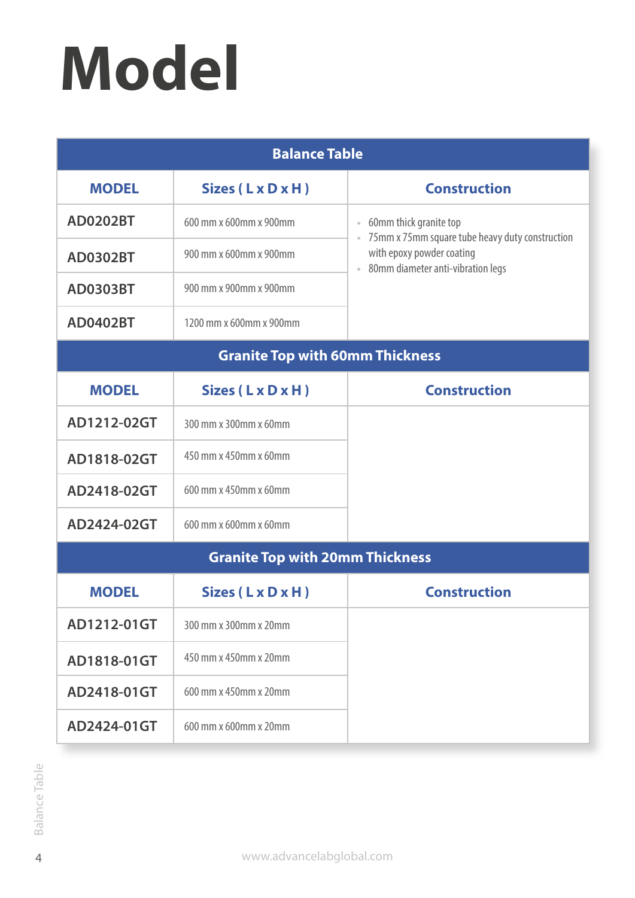# Model

| Balance Table | | |
|---|---|---|
| **MODEL** | **Sizes ( L x D x H )** | **Construction** |
| AD0202BT | 600 mm x 600mm x 900mm | • 60mm thick granite top<br>• 75mm x 75mm square tube heavy duty construction with epoxy powder coating<br>• 80mm diameter anti-vibration legs |
| AD0302BT | 900 mm x 600mm x 900mm | |
| AD0303BT | 900 mm x 900mm x 900mm | |
| AD0402BT | 1200 mm x 600mm x 900mm | |
| **Granite Top with 60mm Thickness** | | |
| **MODEL** | **Sizes ( L x D x H )** | **Construction** |
| AD1212-02GT | 300 mm x 300mm x 60mm | |
| AD1818-02GT | 450 mm x 450mm x 60mm | |
| AD2418-02GT | 600 mm x 450mm x 60mm | |
| AD2424-02GT | 600 mm x 600mm x 60mm | |
| **Granite Top with 20mm Thickness** | | |
| **MODEL** | **Sizes ( L x D x H )** | **Construction** |
| AD1212-01GT | 300 mm x 300mm x 20mm | |
| AD1818-01GT | 450 mm x 450mm x 20mm | |
| AD2418-01GT | 600 mm x 450mm x 20mm | |
| AD2424-01GT | 600 mm x 600mm x 20mm | |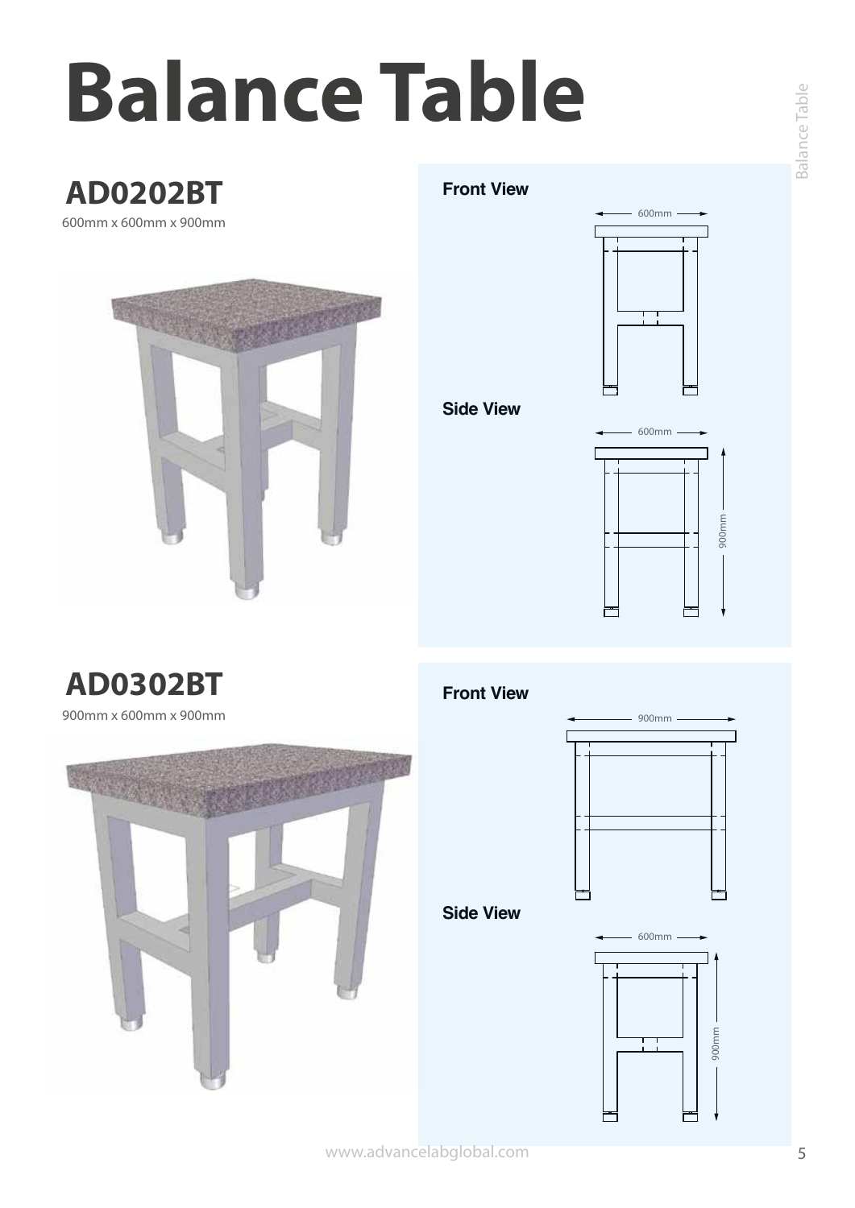# Balance Table

## AD0202BT

600mm x 600mm x 900mm

**Front View**

600mm

**Side View**

600mm

900mm

## AD0302BT

900mm x 600mm x 900mm

**Front View**

900mm

**Side View**

600mm

900mm

www.advancelabglobal.com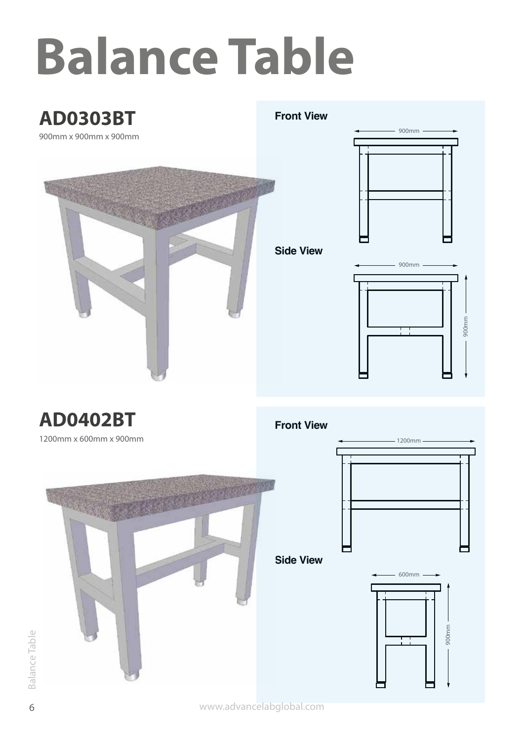# Balance Table

## AD0303BT

900mm x 900mm x 900mm

**Front View**

900mm

**Side View**

900mm

900mm

## AD0402BT

1200mm x 600mm x 900mm

**Front View**

1200mm

**Side View**

600mm

900mm

www.advancelabglobal.com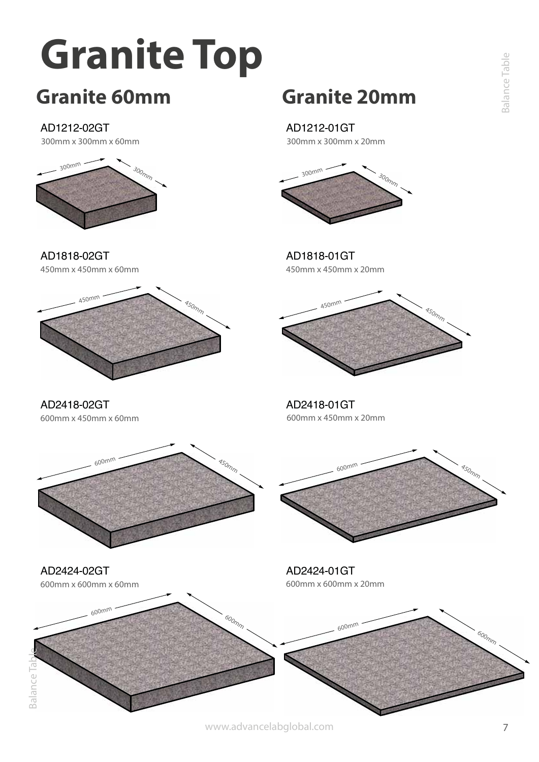# Granite Top

## Granite 60mm

AD1212-02GT
300mm x 300mm x 60mm

AD1818-02GT
450mm x 450mm x 60mm

AD2418-02GT
600mm x 450mm x 60mm

AD2424-02GT
600mm x 600mm x 60mm

## Granite 20mm

AD1212-01GT
300mm x 300mm x 20mm

AD1818-01GT
450mm x 450mm x 20mm

AD2418-01GT
600mm x 450mm x 20mm

AD2424-01GT
600mm x 600mm x 20mm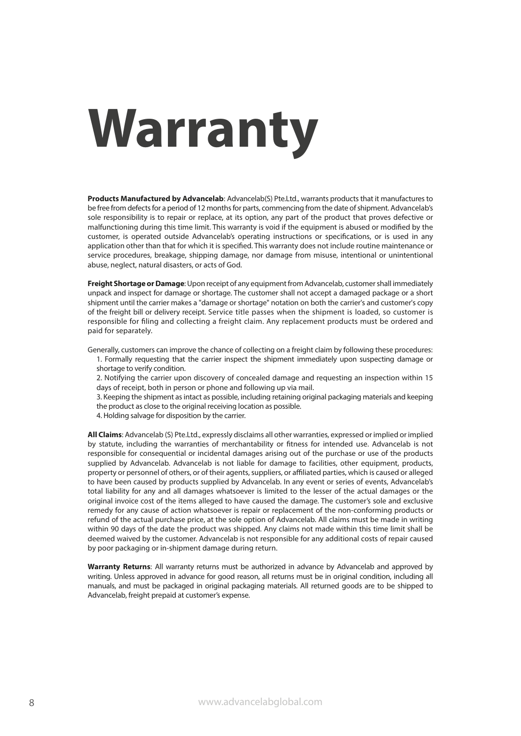# Warranty

**Products Manufactured by Advancelab**: Advancelab(S) Pte.Ltd., warrants products that it manufactures to be free from defects for a period of 12 months for parts, commencing from the date of shipment. Advancelab's sole responsibility is to repair or replace, at its option, any part of the product that proves defective or malfunctioning during this time limit. This warranty is void if the equipment is abused or modified by the customer, is operated outside Advancelab's operating instructions or specifications, or is used in any application other than that for which it is specified. This warranty does not include routine maintenance or service procedures, breakage, shipping damage, nor damage from misuse, intentional or unintentional abuse, neglect, natural disasters, or acts of God.

**Freight Shortage or Damage**: Upon receipt of any equipment from Advancelab, customer shall immediately unpack and inspect for damage or shortage. The customer shall not accept a damaged package or a short shipment until the carrier makes a "damage or shortage" notation on both the carrier's and customer's copy of the freight bill or delivery receipt. Service title passes when the shipment is loaded, so customer is responsible for filing and collecting a freight claim. Any replacement products must be ordered and paid for separately.

Generally, customers can improve the chance of collecting on a freight claim by following these procedures:

1. Formally requesting that the carrier inspect the shipment immediately upon suspecting damage or shortage to verify condition.
2. Notifying the carrier upon discovery of concealed damage and requesting an inspection within 15 days of receipt, both in person or phone and following up via mail.
3. Keeping the shipment as intact as possible, including retaining original packaging materials and keeping the product as close to the original receiving location as possible.
4. Holding salvage for disposition by the carrier.

**All Claims**: Advancelab (S) Pte.Ltd., expressly disclaims all other warranties, expressed or implied or implied by statute, including the warranties of merchantability or fitness for intended use. Advancelab is not responsible for consequential or incidental damages arising out of the purchase or use of the products supplied by Advancelab. Advancelab is not liable for damage to facilities, other equipment, products, property or personnel of others, or of their agents, suppliers, or affiliated parties, which is caused or alleged to have been caused by products supplied by Advancelab. In any event or series of events, Advancelab's total liability for any and all damages whatsoever is limited to the lesser of the actual damages or the original invoice cost of the items alleged to have caused the damage. The customer's sole and exclusive remedy for any cause of action whatsoever is repair or replacement of the non-conforming products or refund of the actual purchase price, at the sole option of Advancelab. All claims must be made in writing within 90 days of the date the product was shipped. Any claims not made within this time limit shall be deemed waived by the customer. Advancelab is not responsible for any additional costs of repair caused by poor packaging or in-shipment damage during return.

**Warranty Returns**: All warranty returns must be authorized in advance by Advancelab and approved by writing. Unless approved in advance for good reason, all returns must be in original condition, including all manuals, and must be packaged in original packaging materials. All returned goods are to be shipped to Advancelab, freight prepaid at customer's expense.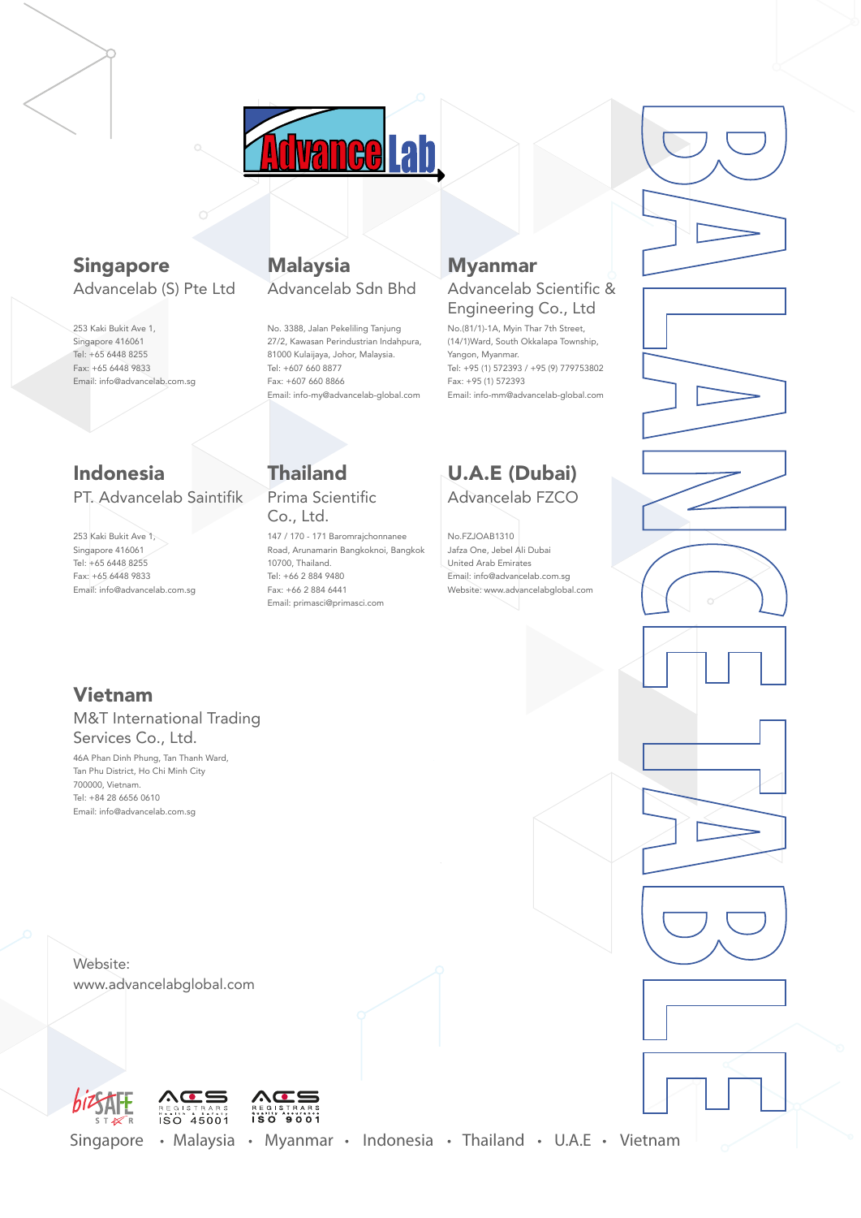AdvanceLab

## Singapore

Advancelab (S) Pte Ltd

253 Kaki Bukit Ave 1,
Singapore 416061
Tel: +65 6448 8255
Fax: +65 6448 9833
Email: info@advancelab.com.sg

## Malaysia

Advancelab Sdn Bhd

No. 3388, Jalan Pekeliling Tanjung
27/2, Kawasan Perindustrian Indahpura,
81000 Kulaijaya, Johor, Malaysia.
Tel: +607 660 8877
Fax: +607 660 8866
Email: info-my@advancelab-global.com

## Myanmar

Advancelab Scientific & Engineering Co., Ltd

No.(81/1)-1A, Myin Thar 7th Street,
(14/1)Ward, South Okkalapa Township,
Yangon, Myanmar.
Tel: +95 (1) 572393 / +95 (9) 779753802
Fax: +95 (1) 572393
Email: info-mm@advancelab-global.com

## Indonesia

PT. Advancelab Saintifik

253 Kaki Bukit Ave 1,
Singapore 416061
Tel: +65 6448 8255
Fax: +65 6448 9833
Email: info@advancelab.com.sg

## Thailand

Prima Scientific Co., Ltd.

147 / 170 - 171 Baromrajchonnanee
Road, Arunamarin Bangkoknoi, Bangkok
10700, Thailand.
Tel: +66 2 884 9480
Fax: +66 2 884 6441
Email: primasci@primasci.com

## U.A.E (Dubai)

Advancelab FZCO

No.FZJOAB1310
Jafza One, Jebel Ali Dubai
United Arab Emirates
Email: info@advancelab.com.sg
Website: www.advancelabglobal.com

## Vietnam

M&T International Trading Services Co., Ltd.

46A Phan Dinh Phung, Tan Thanh Ward,
Tan Phu District, Ho Chi Minh City
700000, Vietnam.
Tel: +84 28 6656 0610
Email: info@advancelab.com.sg

Website:
www.advancelabglobal.com

BALANCE TABLE

bizSAFE STAR · ACS REGISTRARS ISO 45001 · ACS REGISTRARS ISO 9001

Singapore • Malaysia • Myanmar • Indonesia • Thailand • U.A.E • Vietnam